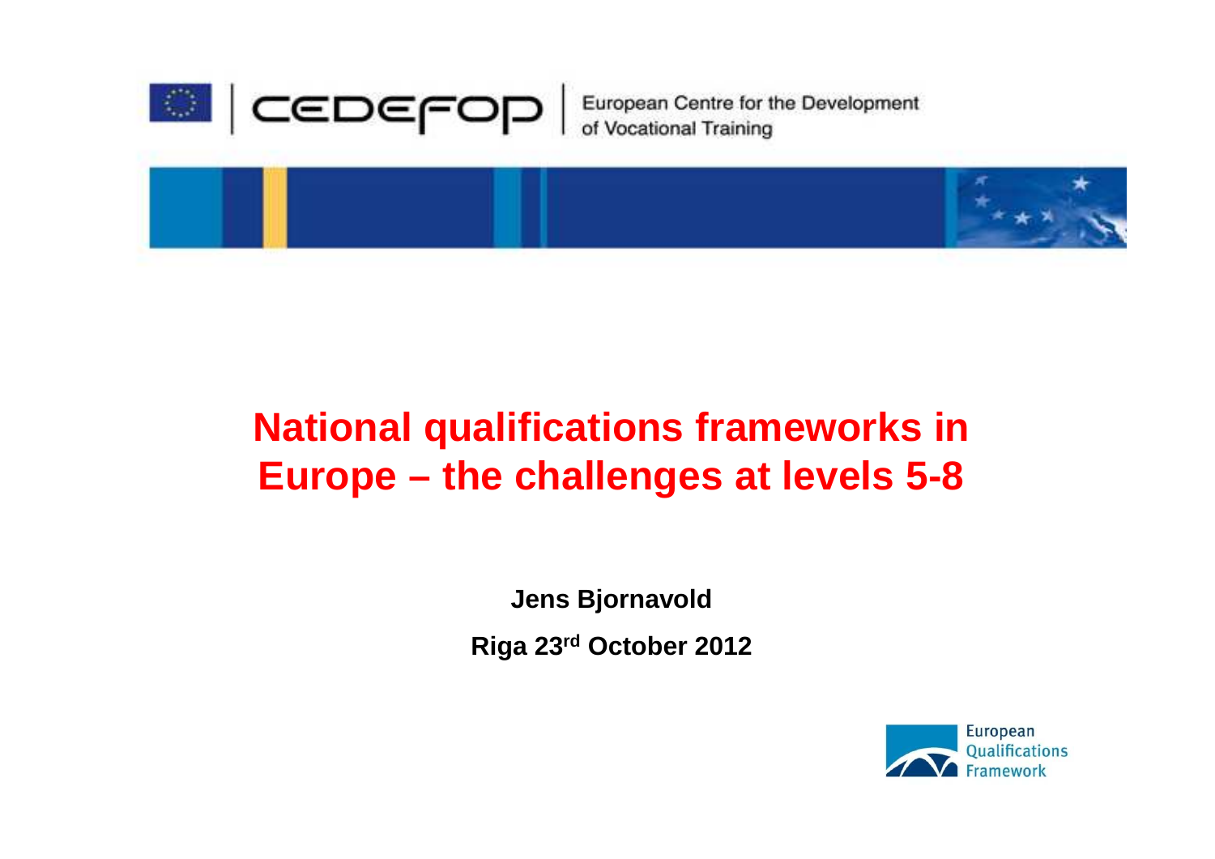CEDEFOP | European Centre for the Development of Vocational Training

# National qualifications frameworks in Europe – the challenges at levels 5-8

**Jens Bjornavold**

**Riga 23rd October 2012**

European Qualifications Framework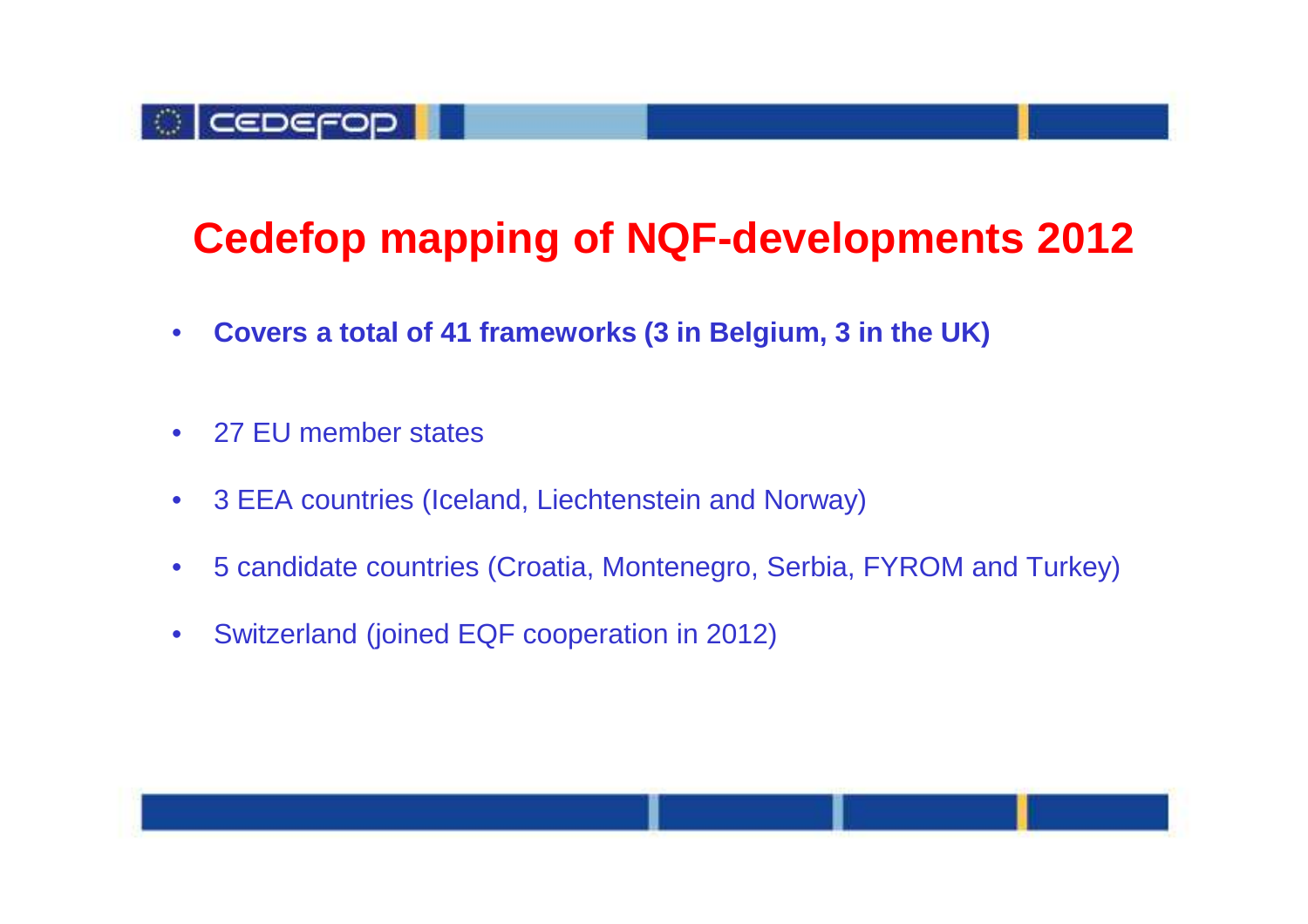# Cedefop mapping of NQF-developments 2012

- **Covers a total of 41 frameworks (3 in Belgium, 3 in the UK)**

- 27 EU member states
- 3 EEA countries (Iceland, Liechtenstein and Norway)
- 5 candidate countries (Croatia, Montenegro, Serbia, FYROM and Turkey)
- Switzerland (joined EQF cooperation in 2012)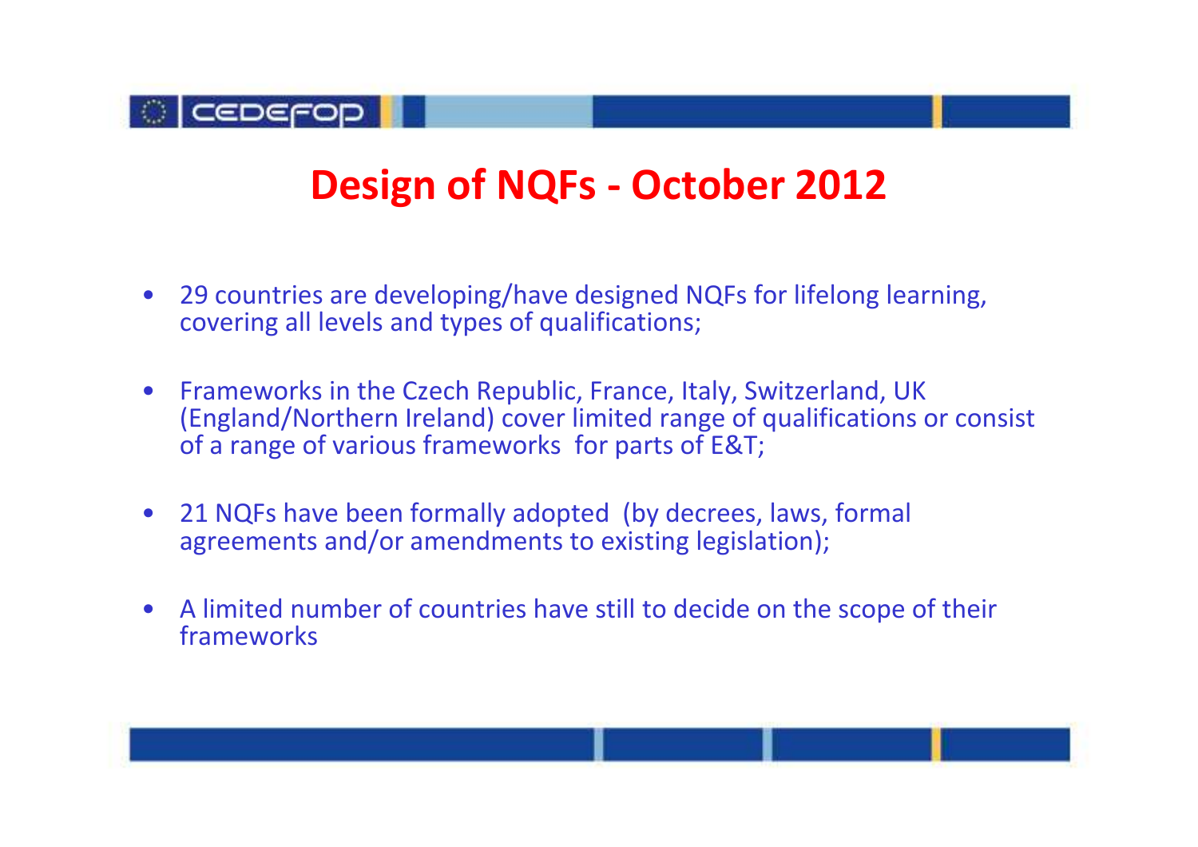# Design of NQFs - October 2012

- 29 countries are developing/have designed NQFs for lifelong learning, covering all levels and types of qualifications;
- Frameworks in the Czech Republic, France, Italy, Switzerland, UK (England/Northern Ireland) cover limited range of qualifications or consist of a range of various frameworks for parts of E&T;
- 21 NQFs have been formally adopted (by decrees, laws, formal agreements and/or amendments to existing legislation);
- A limited number of countries have still to decide on the scope of their frameworks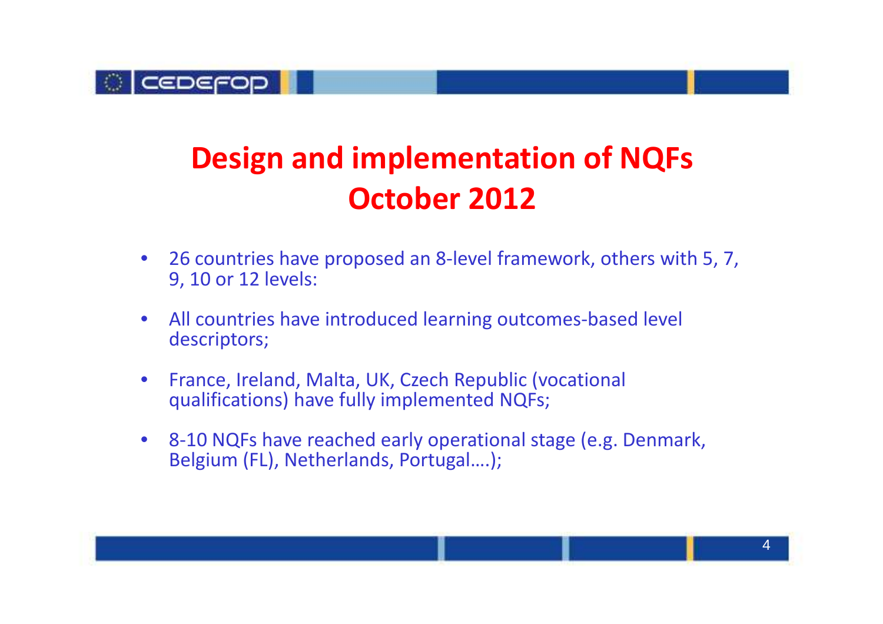# Design and implementation of NQFs October 2012

- 26 countries have proposed an 8-level framework, others with 5, 7, 9, 10 or 12 levels:
- All countries have introduced learning outcomes-based level descriptors;
- France, Ireland, Malta, UK, Czech Republic (vocational qualifications) have fully implemented NQFs;
- 8-10 NQFs have reached early operational stage (e.g. Denmark, Belgium (FL), Netherlands, Portugal….);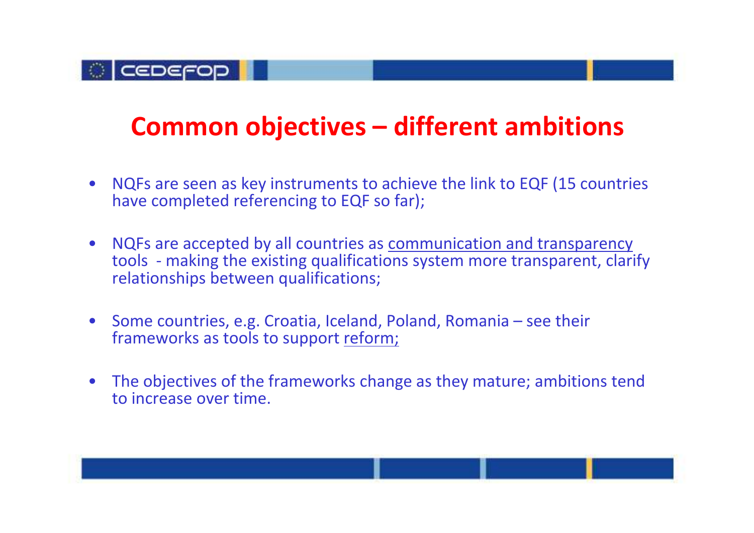# Common objectives – different ambitions

- NQFs are seen as key instruments to achieve the link to EQF (15 countries have completed referencing to EQF so far);
- NQFs are accepted by all countries as <u>communication and transparency</u> tools - making the existing qualifications system more transparent, clarify relationships between qualifications;
- Some countries, e.g. Croatia, Iceland, Poland, Romania – see their frameworks as tools to support <u>reform;</u>
- The objectives of the frameworks change as they mature; ambitions tend to increase over time.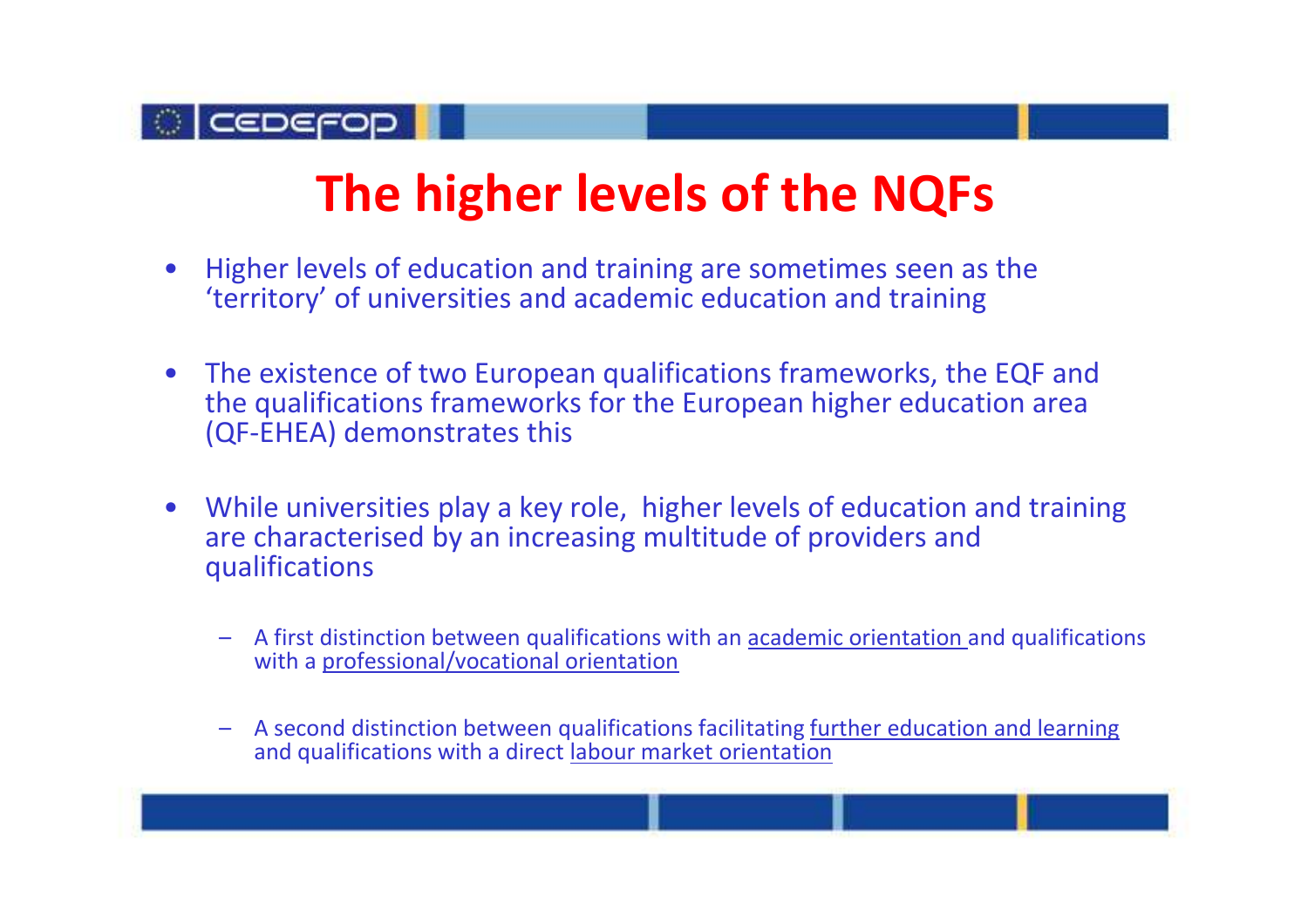# The higher levels of the NQFs

- Higher levels of education and training are sometimes seen as the 'territory' of universities and academic education and training
- The existence of two European qualifications frameworks, the EQF and the qualifications frameworks for the European higher education area (QF-EHEA) demonstrates this
- While universities play a key role, higher levels of education and training are characterised by an increasing multitude of providers and qualifications
  - A first distinction between qualifications with an academic orientation and qualifications with a professional/vocational orientation
  - A second distinction between qualifications facilitating further education and learning and qualifications with a direct labour market orientation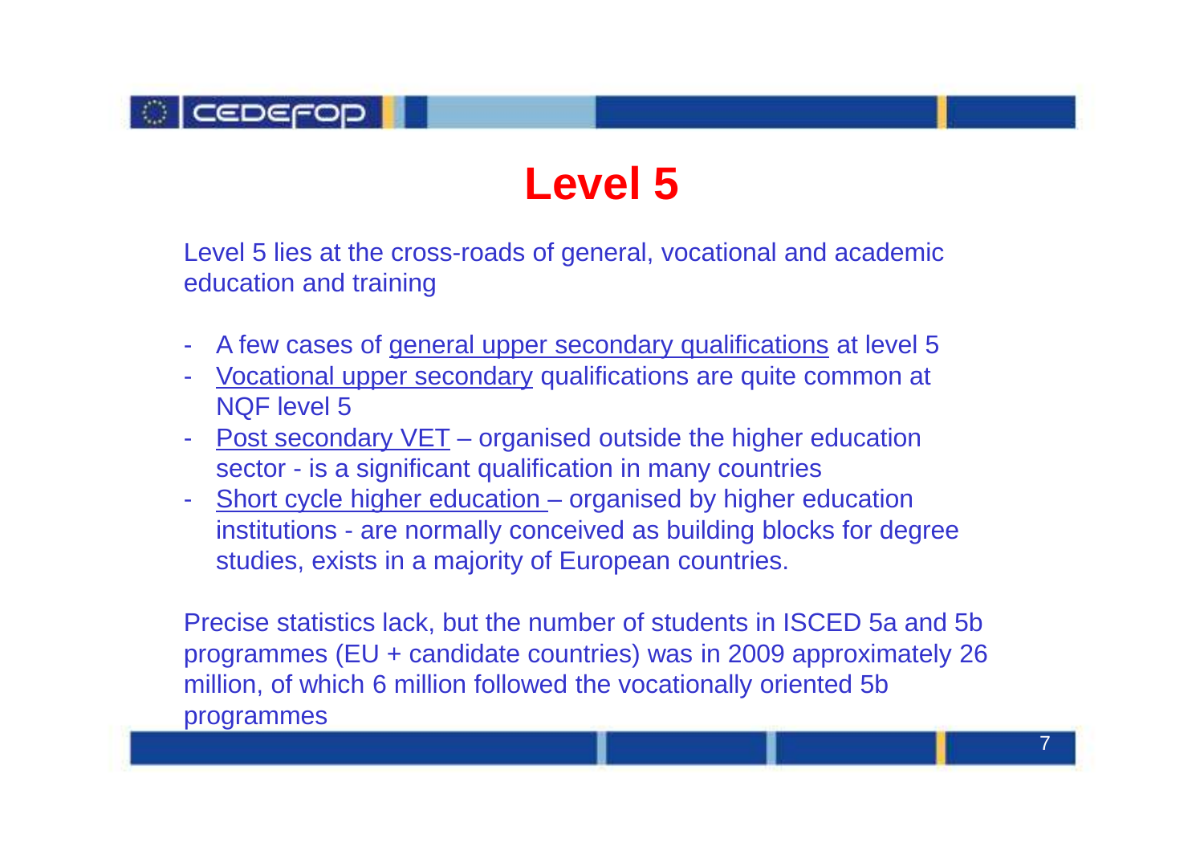# Level 5

Level 5 lies at the cross-roads of general, vocational and academic education and training

- A few cases of general upper secondary qualifications at level 5
- Vocational upper secondary qualifications are quite common at NQF level 5
- Post secondary VET – organised outside the higher education sector - is a significant qualification in many countries
- Short cycle higher education – organised by higher education institutions - are normally conceived as building blocks for degree studies, exists in a majority of European countries.

Precise statistics lack, but the number of students in ISCED 5a and 5b programmes (EU + candidate countries) was in 2009 approximately 26 million, of which 6 million followed the vocationally oriented 5b programmes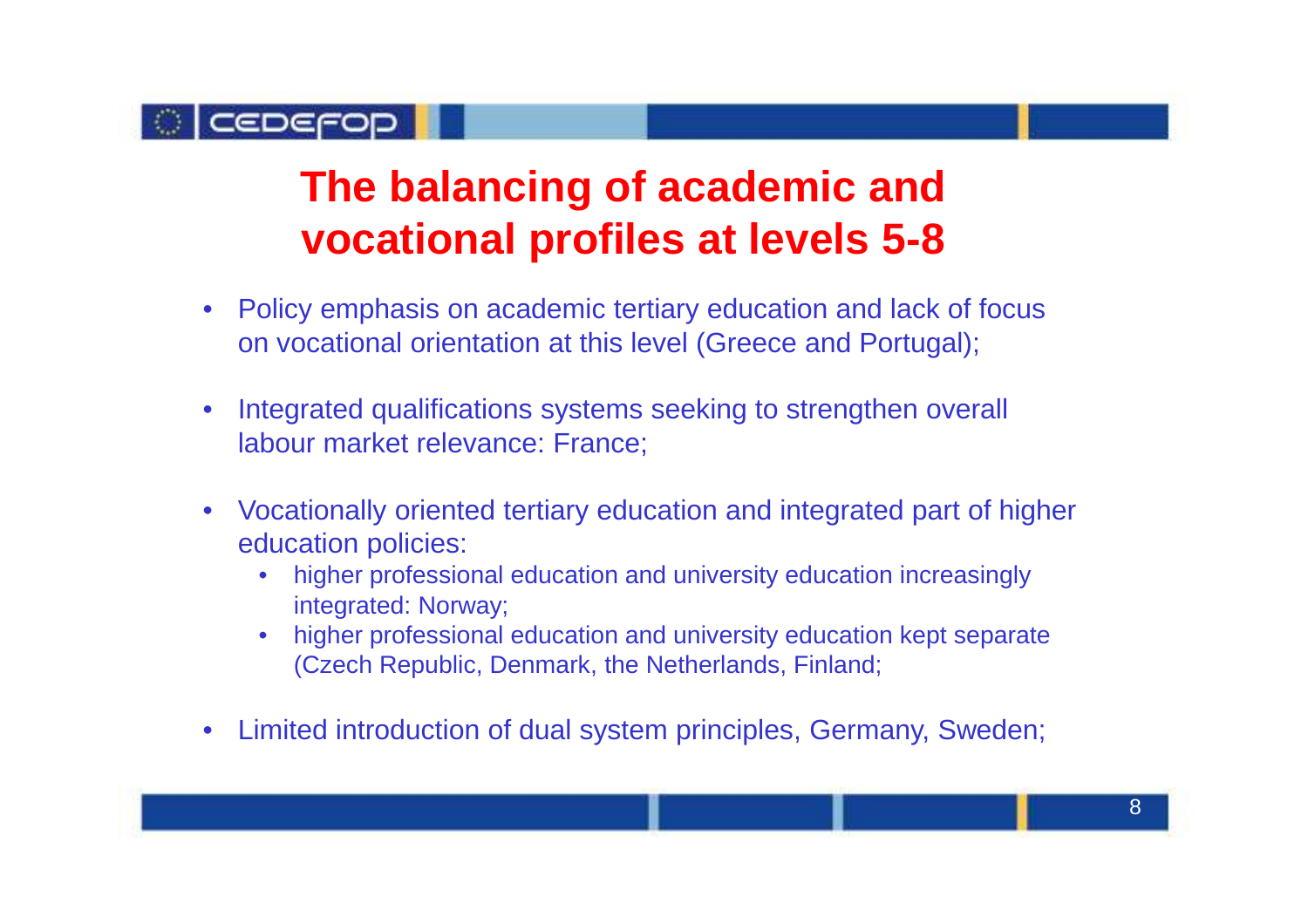# The balancing of academic and vocational profiles at levels 5-8

- Policy emphasis on academic tertiary education and lack of focus on vocational orientation at this level (Greece and Portugal);

- Integrated qualifications systems seeking to strengthen overall labour market relevance: France;

- Vocationally oriented tertiary education and integrated part of higher education policies:
  - higher professional education and university education increasingly integrated: Norway;
  - higher professional education and university education kept separate (Czech Republic, Denmark, the Netherlands, Finland;

- Limited introduction of dual system principles, Germany, Sweden;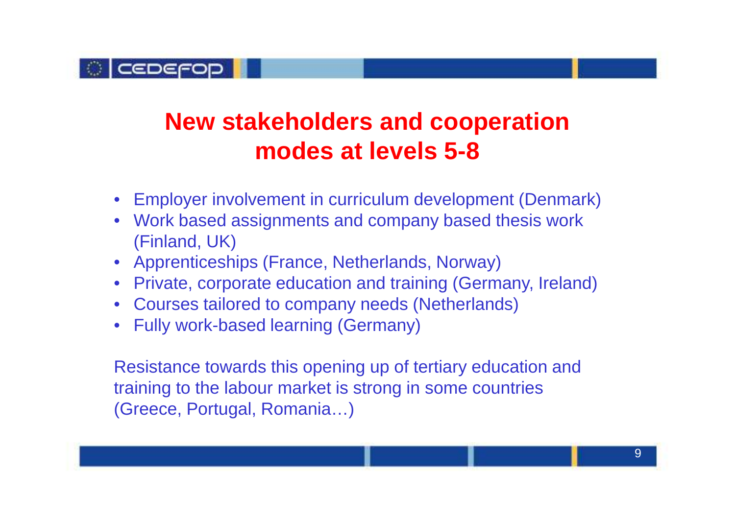# New stakeholders and cooperation modes at levels 5-8

- Employer involvement in curriculum development (Denmark)
- Work based assignments and company based thesis work (Finland, UK)
- Apprenticeships (France, Netherlands, Norway)
- Private, corporate education and training (Germany, Ireland)
- Courses tailored to company needs (Netherlands)
- Fully work-based learning (Germany)

Resistance towards this opening up of tertiary education and training to the labour market is strong in some countries (Greece, Portugal, Romania…)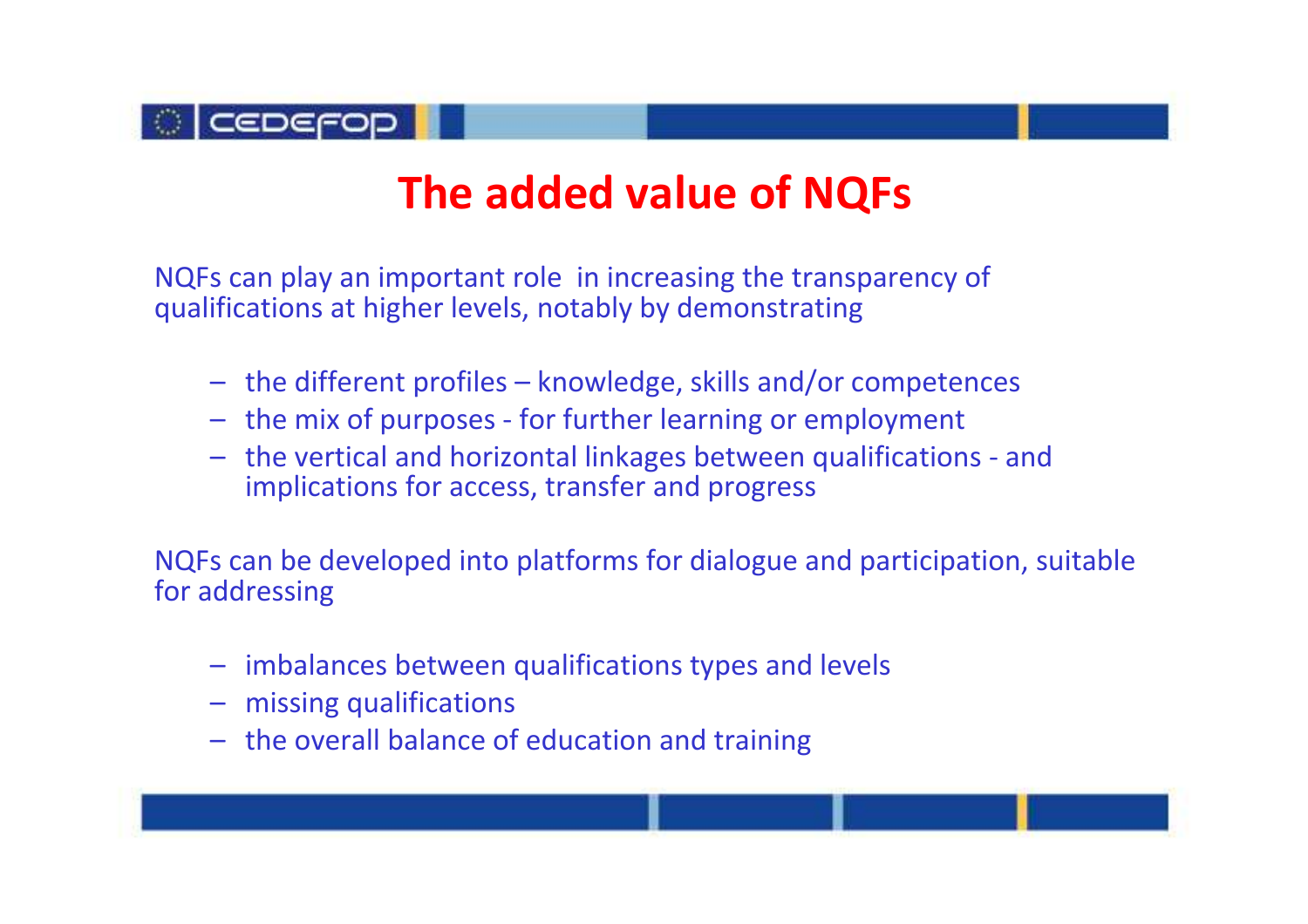# The added value of NQFs

NQFs can play an important role in increasing the transparency of qualifications at higher levels, notably by demonstrating

- the different profiles – knowledge, skills and/or competences
- the mix of purposes - for further learning or employment
- the vertical and horizontal linkages between qualifications - and implications for access, transfer and progress

NQFs can be developed into platforms for dialogue and participation, suitable for addressing

- imbalances between qualifications types and levels
- missing qualifications
- the overall balance of education and training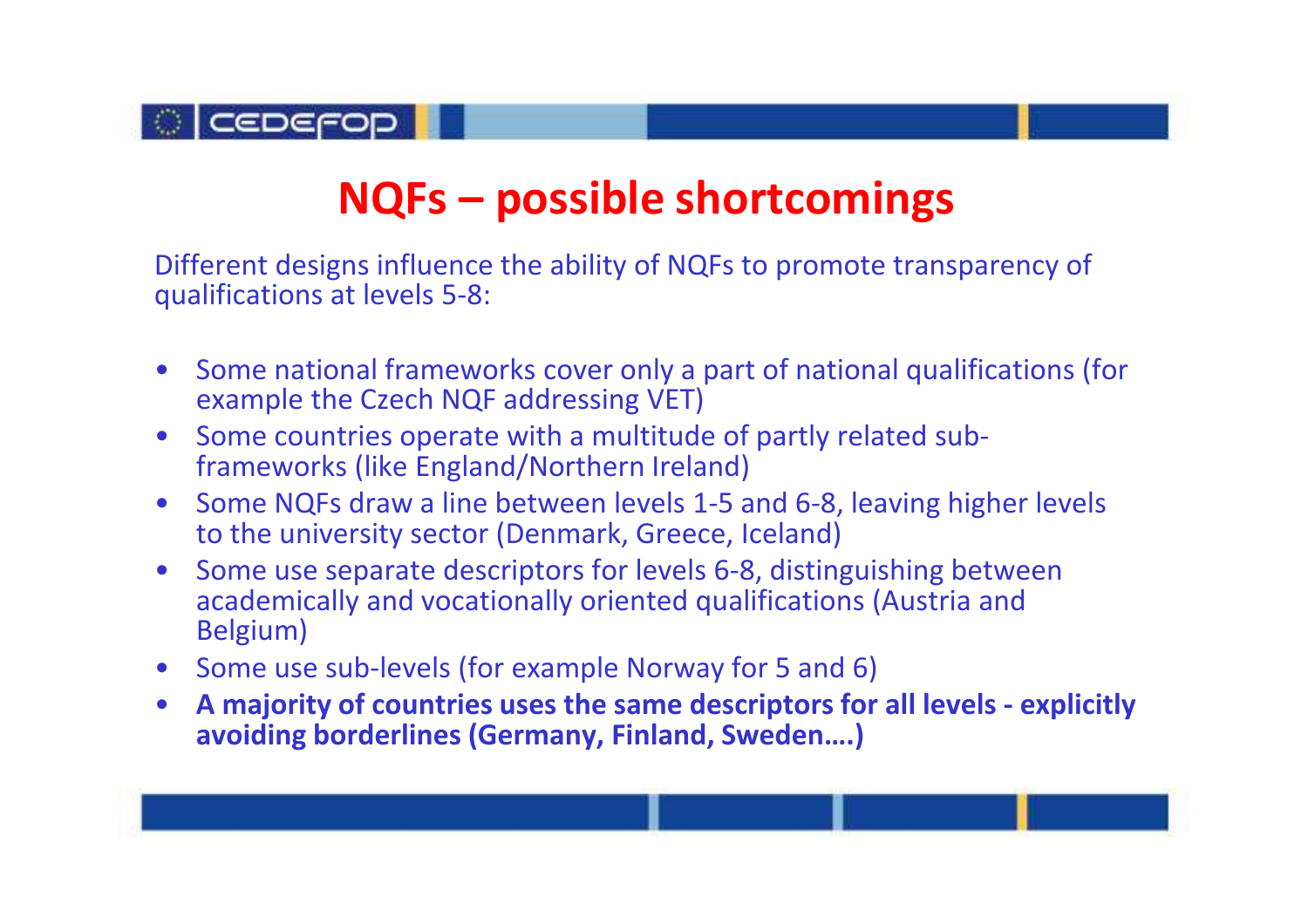# NQFs – possible shortcomings

Different designs influence the ability of NQFs to promote transparency of qualifications at levels 5-8:

- Some national frameworks cover only a part of national qualifications (for example the Czech NQF addressing VET)
- Some countries operate with a multitude of partly related sub-frameworks (like England/Northern Ireland)
- Some NQFs draw a line between levels 1-5 and 6-8, leaving higher levels to the university sector (Denmark, Greece, Iceland)
- Some use separate descriptors for levels 6-8, distinguishing between academically and vocationally oriented qualifications (Austria and Belgium)
- Some use sub-levels (for example Norway for 5 and 6)
- **A majority of countries uses the same descriptors for all levels - explicitly avoiding borderlines (Germany, Finland, Sweden….)**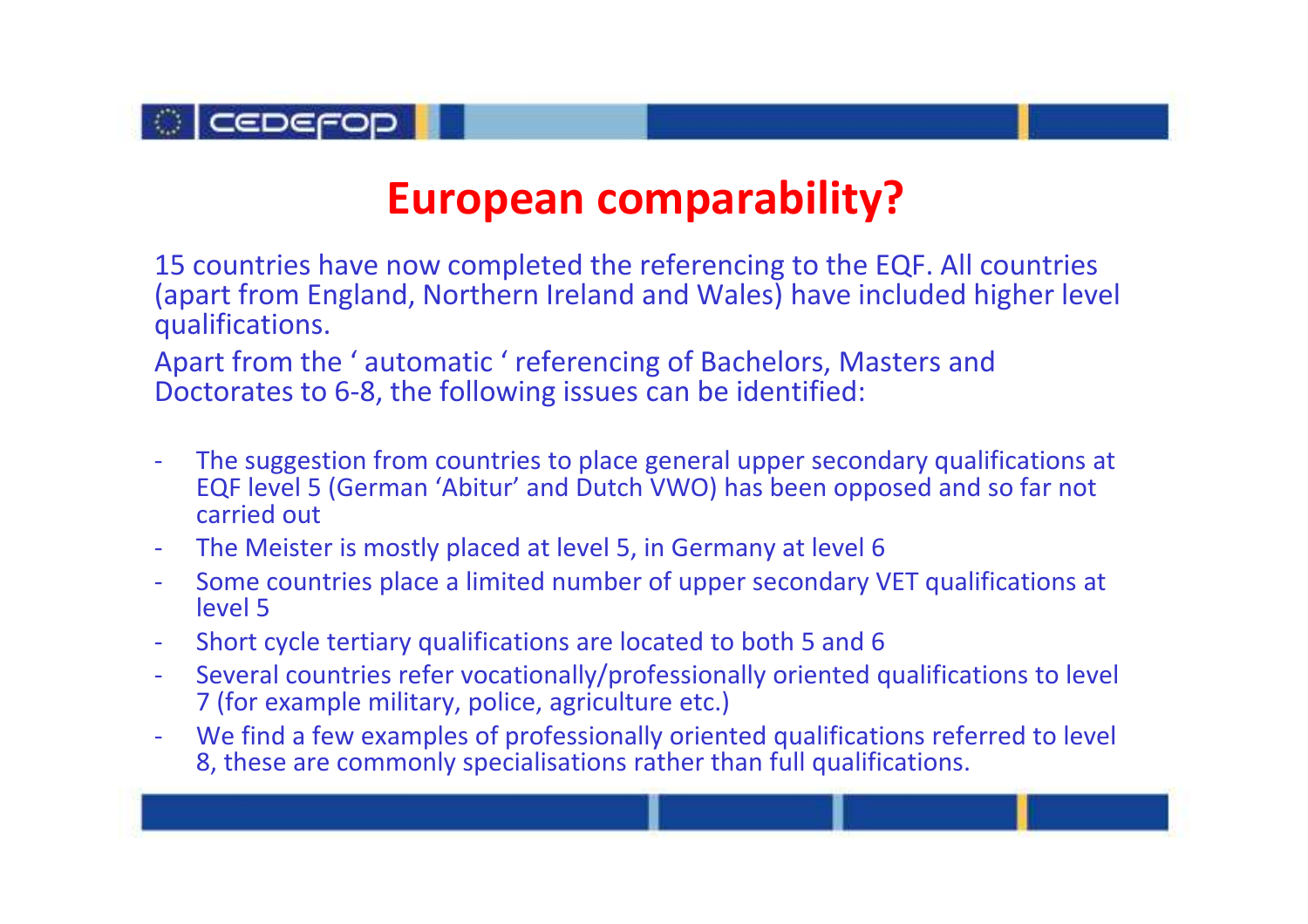# European comparability?

15 countries have now completed the referencing to the EQF. All countries (apart from England, Northern Ireland and Wales) have included higher level qualifications.

Apart from the ‘ automatic ‘ referencing of Bachelors, Masters and Doctorates to 6-8, the following issues can be identified:

- The suggestion from countries to place general upper secondary qualifications at EQF level 5 (German ‘Abitur’ and Dutch VWO) has been opposed and so far not carried out
- The Meister is mostly placed at level 5, in Germany at level 6
- Some countries place a limited number of upper secondary VET qualifications at level 5
- Short cycle tertiary qualifications are located to both 5 and 6
- Several countries refer vocationally/professionally oriented qualifications to level 7 (for example military, police, agriculture etc.)
- We find a few examples of professionally oriented qualifications referred to level 8, these are commonly specialisations rather than full qualifications.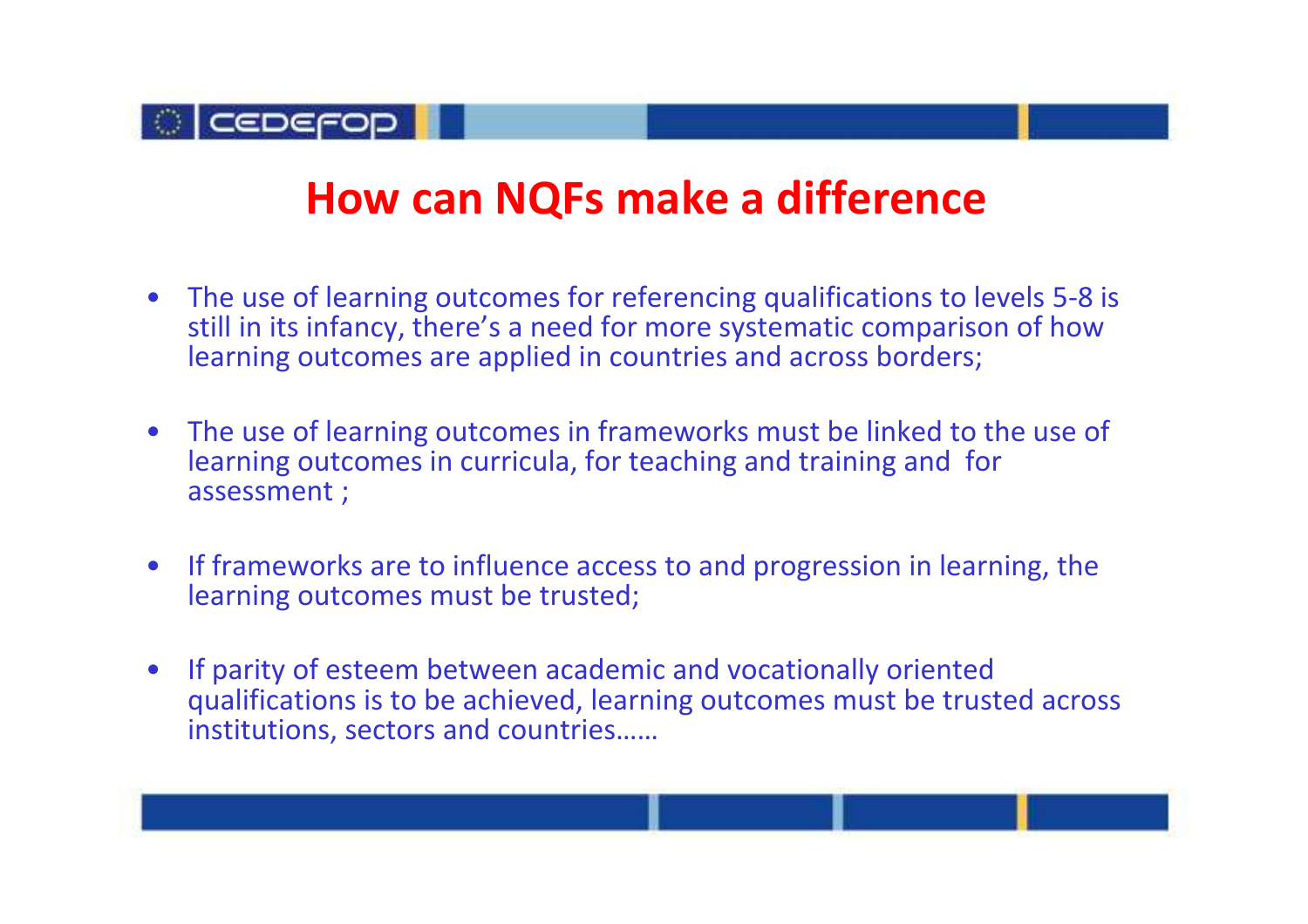# How can NQFs make a difference

- The use of learning outcomes for referencing qualifications to levels 5-8 is still in its infancy, there's a need for more systematic comparison of how learning outcomes are applied in countries and across borders;
- The use of learning outcomes in frameworks must be linked to the use of learning outcomes in curricula, for teaching and training and for assessment ;
- If frameworks are to influence access to and progression in learning, the learning outcomes must be trusted;
- If parity of esteem between academic and vocationally oriented qualifications is to be achieved, learning outcomes must be trusted across institutions, sectors and countries……